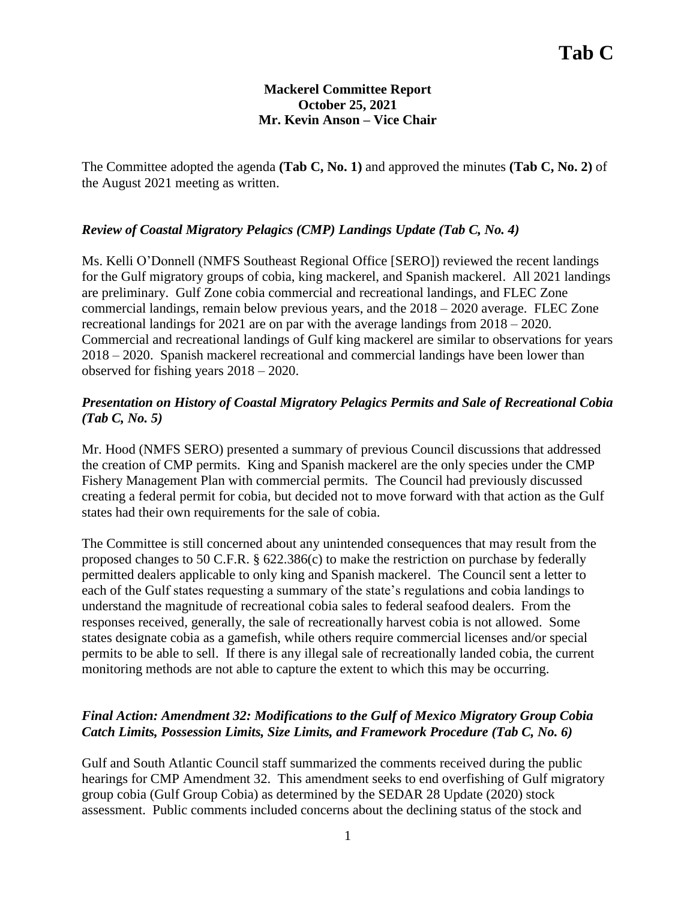# Tab C

**Mackerel Committee Report**
**October 25, 2021**
**Mr. Kevin Anson – Vice Chair**

The Committee adopted the agenda **(Tab C, No. 1)** and approved the minutes **(Tab C, No. 2)** of the August 2021 meeting as written.

### *Review of Coastal Migratory Pelagics (CMP) Landings Update (Tab C, No. 4)*

Ms. Kelli O'Donnell (NMFS Southeast Regional Office [SERO]) reviewed the recent landings for the Gulf migratory groups of cobia, king mackerel, and Spanish mackerel. All 2021 landings are preliminary. Gulf Zone cobia commercial and recreational landings, and FLEC Zone commercial landings, remain below previous years, and the 2018 – 2020 average. FLEC Zone recreational landings for 2021 are on par with the average landings from 2018 – 2020. Commercial and recreational landings of Gulf king mackerel are similar to observations for years 2018 – 2020. Spanish mackerel recreational and commercial landings have been lower than observed for fishing years 2018 – 2020.

### *Presentation on History of Coastal Migratory Pelagics Permits and Sale of Recreational Cobia (Tab C, No. 5)*

Mr. Hood (NMFS SERO) presented a summary of previous Council discussions that addressed the creation of CMP permits. King and Spanish mackerel are the only species under the CMP Fishery Management Plan with commercial permits. The Council had previously discussed creating a federal permit for cobia, but decided not to move forward with that action as the Gulf states had their own requirements for the sale of cobia.

The Committee is still concerned about any unintended consequences that may result from the proposed changes to 50 C.F.R. § 622.386(c) to make the restriction on purchase by federally permitted dealers applicable to only king and Spanish mackerel. The Council sent a letter to each of the Gulf states requesting a summary of the state's regulations and cobia landings to understand the magnitude of recreational cobia sales to federal seafood dealers. From the responses received, generally, the sale of recreationally harvest cobia is not allowed. Some states designate cobia as a gamefish, while others require commercial licenses and/or special permits to be able to sell. If there is any illegal sale of recreationally landed cobia, the current monitoring methods are not able to capture the extent to which this may be occurring.

### *Final Action: Amendment 32: Modifications to the Gulf of Mexico Migratory Group Cobia Catch Limits, Possession Limits, Size Limits, and Framework Procedure (Tab C, No. 6)*

Gulf and South Atlantic Council staff summarized the comments received during the public hearings for CMP Amendment 32. This amendment seeks to end overfishing of Gulf migratory group cobia (Gulf Group Cobia) as determined by the SEDAR 28 Update (2020) stock assessment. Public comments included concerns about the declining status of the stock and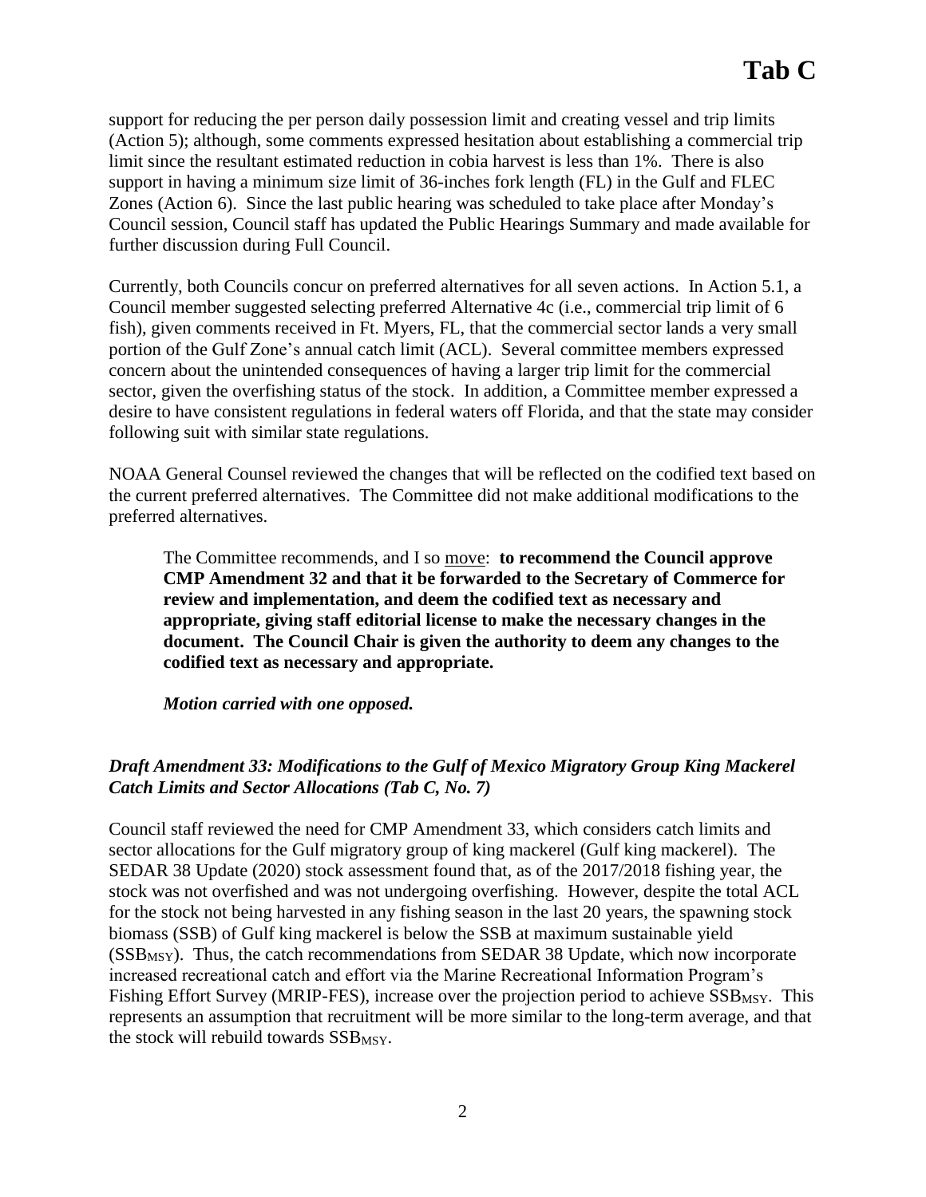support for reducing the per person daily possession limit and creating vessel and trip limits (Action 5); although, some comments expressed hesitation about establishing a commercial trip limit since the resultant estimated reduction in cobia harvest is less than 1%. There is also support in having a minimum size limit of 36-inches fork length (FL) in the Gulf and FLEC Zones (Action 6). Since the last public hearing was scheduled to take place after Monday's Council session, Council staff has updated the Public Hearings Summary and made available for further discussion during Full Council.

Currently, both Councils concur on preferred alternatives for all seven actions. In Action 5.1, a Council member suggested selecting preferred Alternative 4c (i.e., commercial trip limit of 6 fish), given comments received in Ft. Myers, FL, that the commercial sector lands a very small portion of the Gulf Zone's annual catch limit (ACL). Several committee members expressed concern about the unintended consequences of having a larger trip limit for the commercial sector, given the overfishing status of the stock. In addition, a Committee member expressed a desire to have consistent regulations in federal waters off Florida, and that the state may consider following suit with similar state regulations.

NOAA General Counsel reviewed the changes that will be reflected on the codified text based on the current preferred alternatives. The Committee did not make additional modifications to the preferred alternatives.

> The Committee recommends, and I so move: **to recommend the Council approve CMP Amendment 32 and that it be forwarded to the Secretary of Commerce for review and implementation, and deem the codified text as necessary and appropriate, giving staff editorial license to make the necessary changes in the document. The Council Chair is given the authority to deem any changes to the codified text as necessary and appropriate.**
>
> ***Motion carried with one opposed.***

### *Draft Amendment 33: Modifications to the Gulf of Mexico Migratory Group King Mackerel Catch Limits and Sector Allocations (Tab C, No. 7)*

Council staff reviewed the need for CMP Amendment 33, which considers catch limits and sector allocations for the Gulf migratory group of king mackerel (Gulf king mackerel). The SEDAR 38 Update (2020) stock assessment found that, as of the 2017/2018 fishing year, the stock was not overfished and was not undergoing overfishing. However, despite the total ACL for the stock not being harvested in any fishing season in the last 20 years, the spawning stock biomass (SSB) of Gulf king mackerel is below the SSB at maximum sustainable yield ($SSB_{MSY}$). Thus, the catch recommendations from SEDAR 38 Update, which now incorporate increased recreational catch and effort via the Marine Recreational Information Program's Fishing Effort Survey (MRIP-FES), increase over the projection period to achieve $SSB_{MSY}$. This represents an assumption that recruitment will be more similar to the long-term average, and that the stock will rebuild towards $SSB_{MSY}$.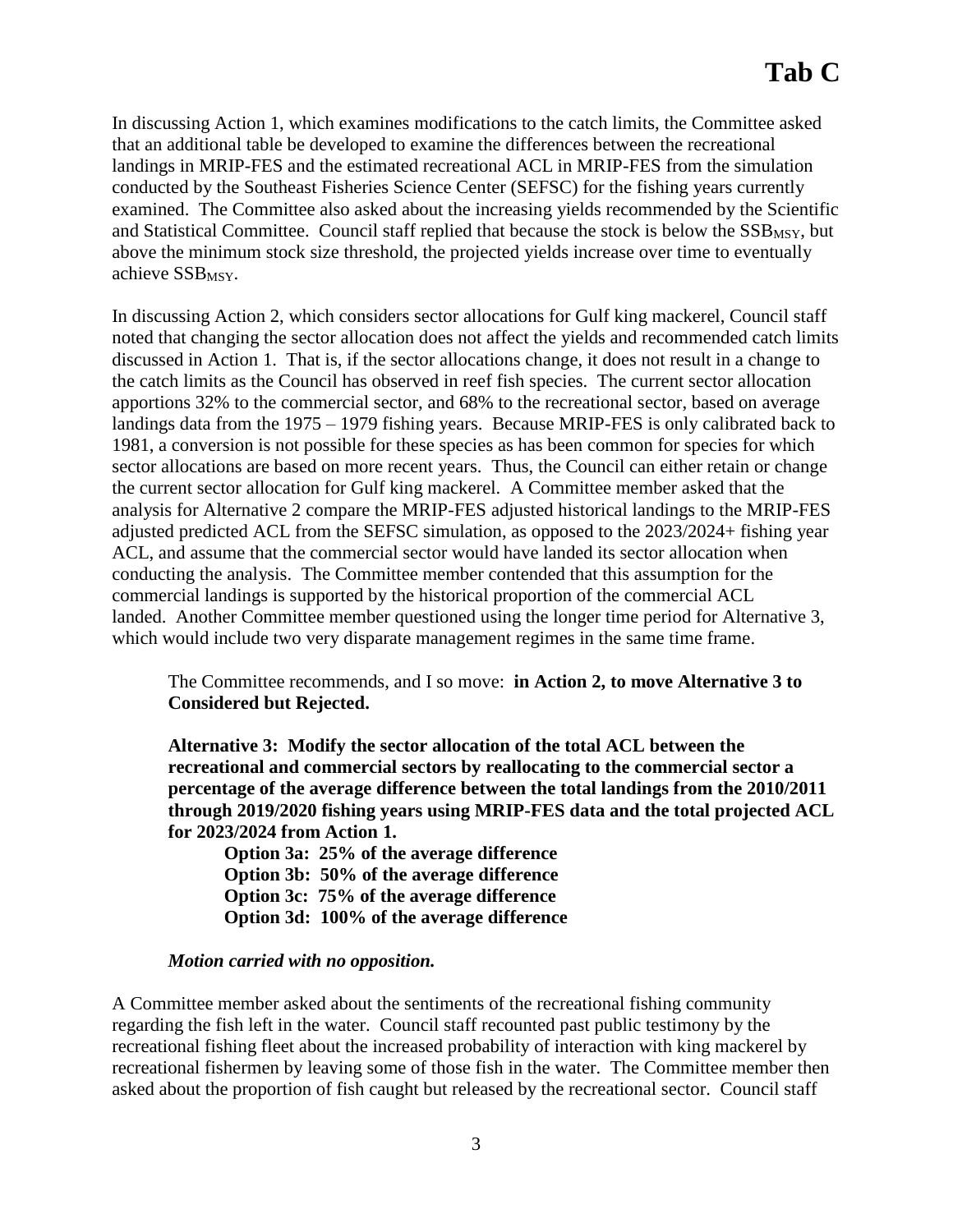# Tab C

In discussing Action 1, which examines modifications to the catch limits, the Committee asked that an additional table be developed to examine the differences between the recreational landings in MRIP-FES and the estimated recreational ACL in MRIP-FES from the simulation conducted by the Southeast Fisheries Science Center (SEFSC) for the fishing years currently examined. The Committee also asked about the increasing yields recommended by the Scientific and Statistical Committee. Council staff replied that because the stock is below the $SSB_{MSY}$, but above the minimum stock size threshold, the projected yields increase over time to eventually achieve $SSB_{MSY}$.

In discussing Action 2, which considers sector allocations for Gulf king mackerel, Council staff noted that changing the sector allocation does not affect the yields and recommended catch limits discussed in Action 1. That is, if the sector allocations change, it does not result in a change to the catch limits as the Council has observed in reef fish species. The current sector allocation apportions 32% to the commercial sector, and 68% to the recreational sector, based on average landings data from the 1975 – 1979 fishing years. Because MRIP-FES is only calibrated back to 1981, a conversion is not possible for these species as has been common for species for which sector allocations are based on more recent years. Thus, the Council can either retain or change the current sector allocation for Gulf king mackerel. A Committee member asked that the analysis for Alternative 2 compare the MRIP-FES adjusted historical landings to the MRIP-FES adjusted predicted ACL from the SEFSC simulation, as opposed to the 2023/2024+ fishing year ACL, and assume that the commercial sector would have landed its sector allocation when conducting the analysis. The Committee member contended that this assumption for the commercial landings is supported by the historical proportion of the commercial ACL landed. Another Committee member questioned using the longer time period for Alternative 3, which would include two very disparate management regimes in the same time frame.

> The Committee recommends, and I so move: **in Action 2, to move Alternative 3 to Considered but Rejected.**
>
> **Alternative 3: Modify the sector allocation of the total ACL between the recreational and commercial sectors by reallocating to the commercial sector a percentage of the average difference between the total landings from the 2010/2011 through 2019/2020 fishing years using MRIP-FES data and the total projected ACL for 2023/2024 from Action 1.**
>
> > **Option 3a: 25% of the average difference**
> > **Option 3b: 50% of the average difference**
> > **Option 3c: 75% of the average difference**
> > **Option 3d: 100% of the average difference**
>
> ***Motion carried with no opposition.***

A Committee member asked about the sentiments of the recreational fishing community regarding the fish left in the water. Council staff recounted past public testimony by the recreational fishing fleet about the increased probability of interaction with king mackerel by recreational fishermen by leaving some of those fish in the water. The Committee member then asked about the proportion of fish caught but released by the recreational sector. Council staff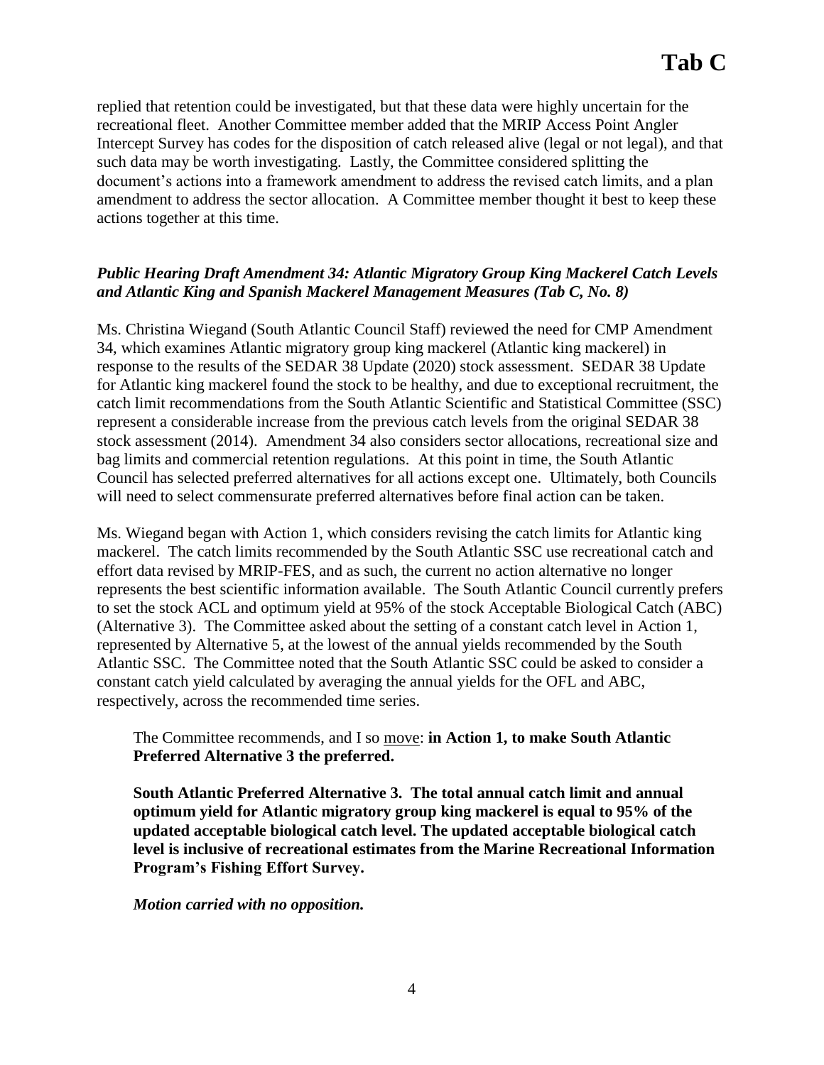replied that retention could be investigated, but that these data were highly uncertain for the recreational fleet. Another Committee member added that the MRIP Access Point Angler Intercept Survey has codes for the disposition of catch released alive (legal or not legal), and that such data may be worth investigating. Lastly, the Committee considered splitting the document's actions into a framework amendment to address the revised catch limits, and a plan amendment to address the sector allocation. A Committee member thought it best to keep these actions together at this time.

### *Public Hearing Draft Amendment 34: Atlantic Migratory Group King Mackerel Catch Levels and Atlantic King and Spanish Mackerel Management Measures (Tab C, No. 8)*

Ms. Christina Wiegand (South Atlantic Council Staff) reviewed the need for CMP Amendment 34, which examines Atlantic migratory group king mackerel (Atlantic king mackerel) in response to the results of the SEDAR 38 Update (2020) stock assessment. SEDAR 38 Update for Atlantic king mackerel found the stock to be healthy, and due to exceptional recruitment, the catch limit recommendations from the South Atlantic Scientific and Statistical Committee (SSC) represent a considerable increase from the previous catch levels from the original SEDAR 38 stock assessment (2014). Amendment 34 also considers sector allocations, recreational size and bag limits and commercial retention regulations. At this point in time, the South Atlantic Council has selected preferred alternatives for all actions except one. Ultimately, both Councils will need to select commensurate preferred alternatives before final action can be taken.

Ms. Wiegand began with Action 1, which considers revising the catch limits for Atlantic king mackerel. The catch limits recommended by the South Atlantic SSC use recreational catch and effort data revised by MRIP-FES, and as such, the current no action alternative no longer represents the best scientific information available. The South Atlantic Council currently prefers to set the stock ACL and optimum yield at 95% of the stock Acceptable Biological Catch (ABC) (Alternative 3). The Committee asked about the setting of a constant catch level in Action 1, represented by Alternative 5, at the lowest of the annual yields recommended by the South Atlantic SSC. The Committee noted that the South Atlantic SSC could be asked to consider a constant catch yield calculated by averaging the annual yields for the OFL and ABC, respectively, across the recommended time series.

> The Committee recommends, and I so move: **in Action 1, to make South Atlantic Preferred Alternative 3 the preferred.**
>
> **South Atlantic Preferred Alternative 3. The total annual catch limit and annual optimum yield for Atlantic migratory group king mackerel is equal to 95% of the updated acceptable biological catch level. The updated acceptable biological catch level is inclusive of recreational estimates from the Marine Recreational Information Program's Fishing Effort Survey.**
>
> ***Motion carried with no opposition.***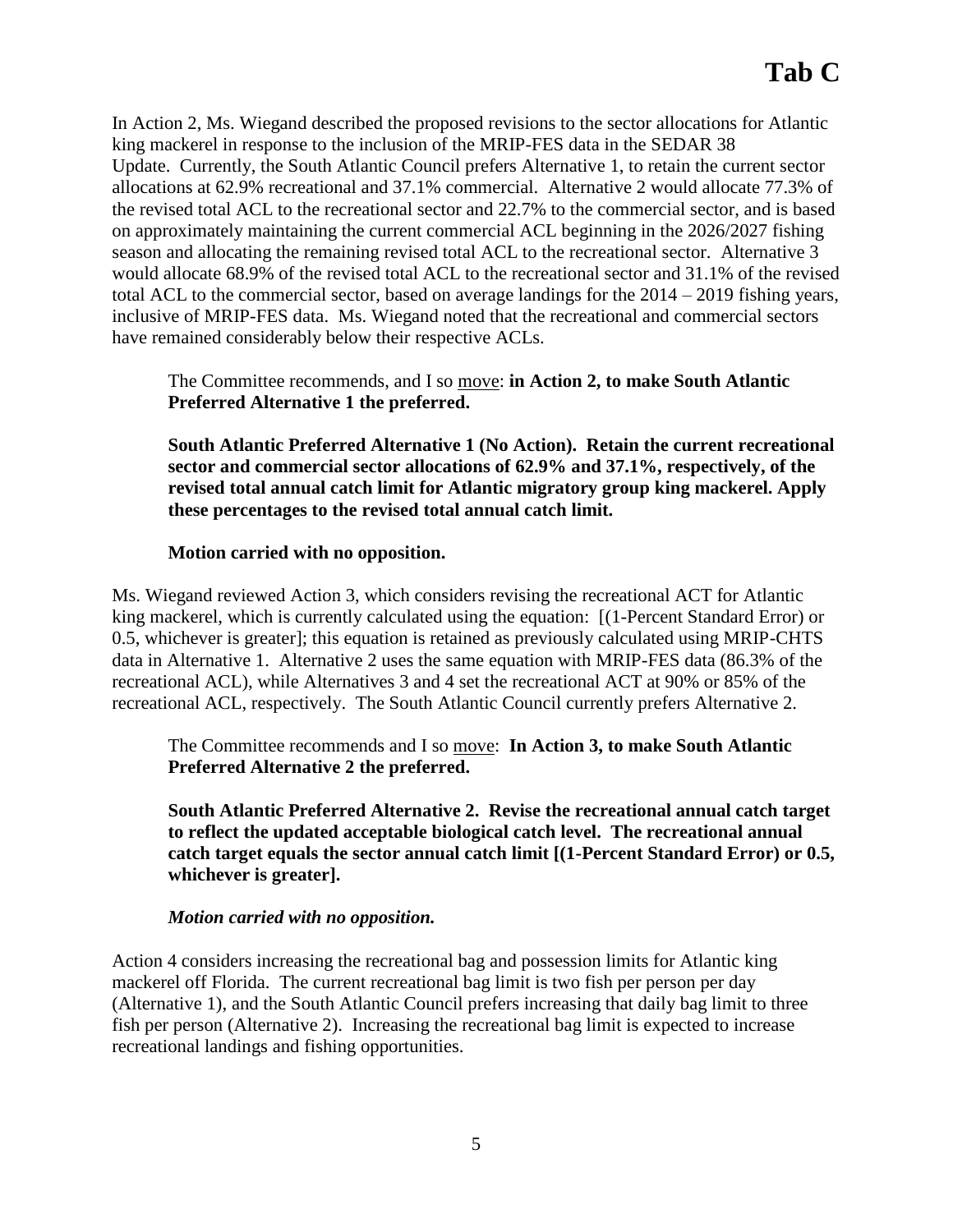# Tab C

In Action 2, Ms. Wiegand described the proposed revisions to the sector allocations for Atlantic king mackerel in response to the inclusion of the MRIP-FES data in the SEDAR 38 Update. Currently, the South Atlantic Council prefers Alternative 1, to retain the current sector allocations at 62.9% recreational and 37.1% commercial. Alternative 2 would allocate 77.3% of the revised total ACL to the recreational sector and 22.7% to the commercial sector, and is based on approximately maintaining the current commercial ACL beginning in the 2026/2027 fishing season and allocating the remaining revised total ACL to the recreational sector. Alternative 3 would allocate 68.9% of the revised total ACL to the recreational sector and 31.1% of the revised total ACL to the commercial sector, based on average landings for the 2014 – 2019 fishing years, inclusive of MRIP-FES data. Ms. Wiegand noted that the recreational and commercial sectors have remained considerably below their respective ACLs.

> The Committee recommends, and I so move: **in Action 2, to make South Atlantic Preferred Alternative 1 the preferred.**
>
> **South Atlantic Preferred Alternative 1 (No Action). Retain the current recreational sector and commercial sector allocations of 62.9% and 37.1%, respectively, of the revised total annual catch limit for Atlantic migratory group king mackerel. Apply these percentages to the revised total annual catch limit.**
>
> **Motion carried with no opposition.**

Ms. Wiegand reviewed Action 3, which considers revising the recreational ACT for Atlantic king mackerel, which is currently calculated using the equation: [(1-Percent Standard Error) or 0.5, whichever is greater]; this equation is retained as previously calculated using MRIP-CHTS data in Alternative 1. Alternative 2 uses the same equation with MRIP-FES data (86.3% of the recreational ACL), while Alternatives 3 and 4 set the recreational ACT at 90% or 85% of the recreational ACL, respectively. The South Atlantic Council currently prefers Alternative 2.

> The Committee recommends and I so move: **In Action 3, to make South Atlantic Preferred Alternative 2 the preferred.**
>
> **South Atlantic Preferred Alternative 2. Revise the recreational annual catch target to reflect the updated acceptable biological catch level. The recreational annual catch target equals the sector annual catch limit [(1-Percent Standard Error) or 0.5, whichever is greater].**
>
> ***Motion carried with no opposition.***

Action 4 considers increasing the recreational bag and possession limits for Atlantic king mackerel off Florida. The current recreational bag limit is two fish per person per day (Alternative 1), and the South Atlantic Council prefers increasing that daily bag limit to three fish per person (Alternative 2). Increasing the recreational bag limit is expected to increase recreational landings and fishing opportunities.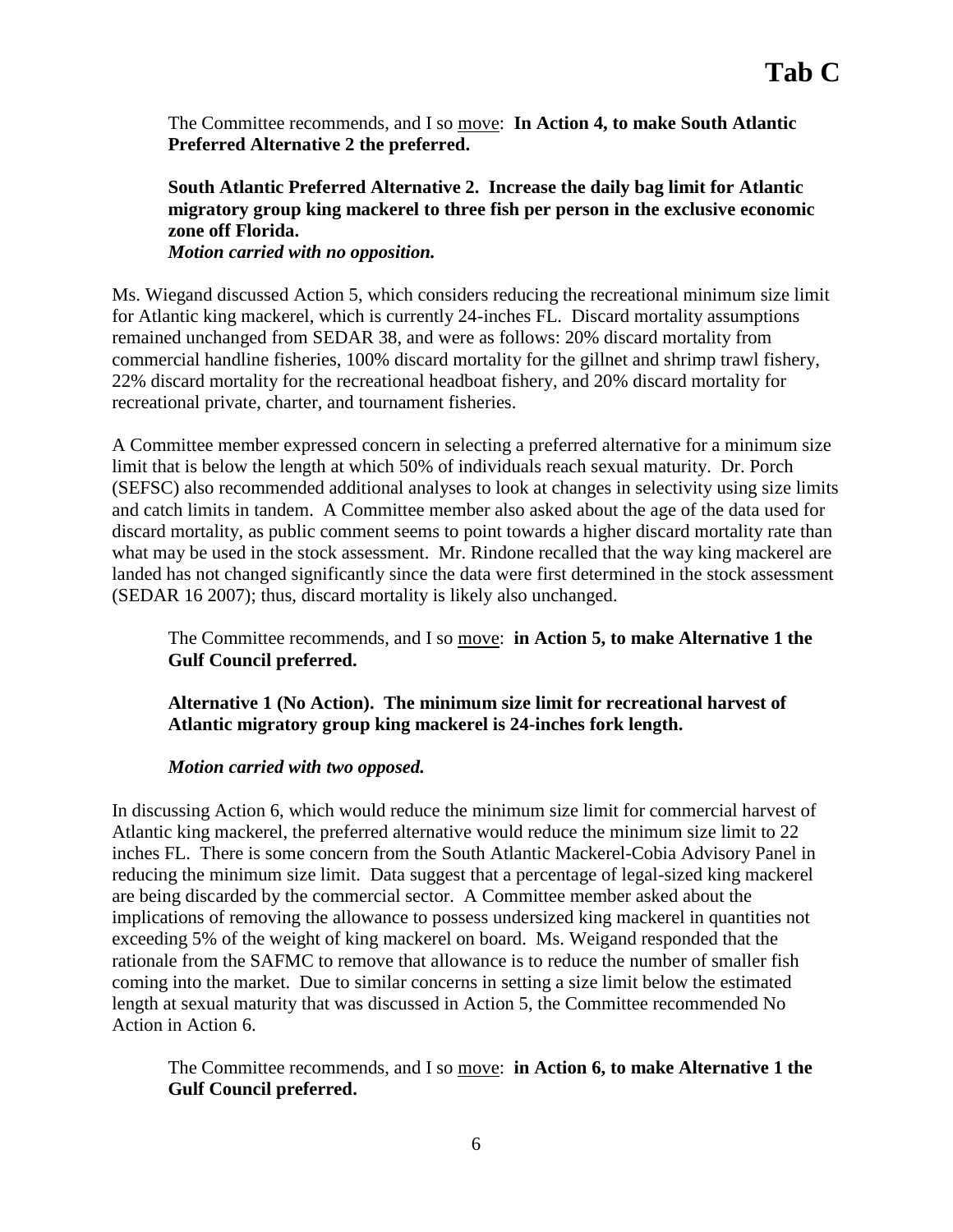The Committee recommends, and I so move: **In Action 4, to make South Atlantic Preferred Alternative 2 the preferred.**

**South Atlantic Preferred Alternative 2. Increase the daily bag limit for Atlantic migratory group king mackerel to three fish per person in the exclusive economic zone off Florida.**
***Motion carried with no opposition.***

Ms. Wiegand discussed Action 5, which considers reducing the recreational minimum size limit for Atlantic king mackerel, which is currently 24-inches FL. Discard mortality assumptions remained unchanged from SEDAR 38, and were as follows: 20% discard mortality from commercial handline fisheries, 100% discard mortality for the gillnet and shrimp trawl fishery, 22% discard mortality for the recreational headboat fishery, and 20% discard mortality for recreational private, charter, and tournament fisheries.

A Committee member expressed concern in selecting a preferred alternative for a minimum size limit that is below the length at which 50% of individuals reach sexual maturity. Dr. Porch (SEFSC) also recommended additional analyses to look at changes in selectivity using size limits and catch limits in tandem. A Committee member also asked about the age of the data used for discard mortality, as public comment seems to point towards a higher discard mortality rate than what may be used in the stock assessment. Mr. Rindone recalled that the way king mackerel are landed has not changed significantly since the data were first determined in the stock assessment (SEDAR 16 2007); thus, discard mortality is likely also unchanged.

The Committee recommends, and I so move: **in Action 5, to make Alternative 1 the Gulf Council preferred.**

**Alternative 1 (No Action). The minimum size limit for recreational harvest of Atlantic migratory group king mackerel is 24-inches fork length.**

***Motion carried with two opposed.***

In discussing Action 6, which would reduce the minimum size limit for commercial harvest of Atlantic king mackerel, the preferred alternative would reduce the minimum size limit to 22 inches FL. There is some concern from the South Atlantic Mackerel-Cobia Advisory Panel in reducing the minimum size limit. Data suggest that a percentage of legal-sized king mackerel are being discarded by the commercial sector. A Committee member asked about the implications of removing the allowance to possess undersized king mackerel in quantities not exceeding 5% of the weight of king mackerel on board. Ms. Weigand responded that the rationale from the SAFMC to remove that allowance is to reduce the number of smaller fish coming into the market. Due to similar concerns in setting a size limit below the estimated length at sexual maturity that was discussed in Action 5, the Committee recommended No Action in Action 6.

The Committee recommends, and I so move: **in Action 6, to make Alternative 1 the Gulf Council preferred.**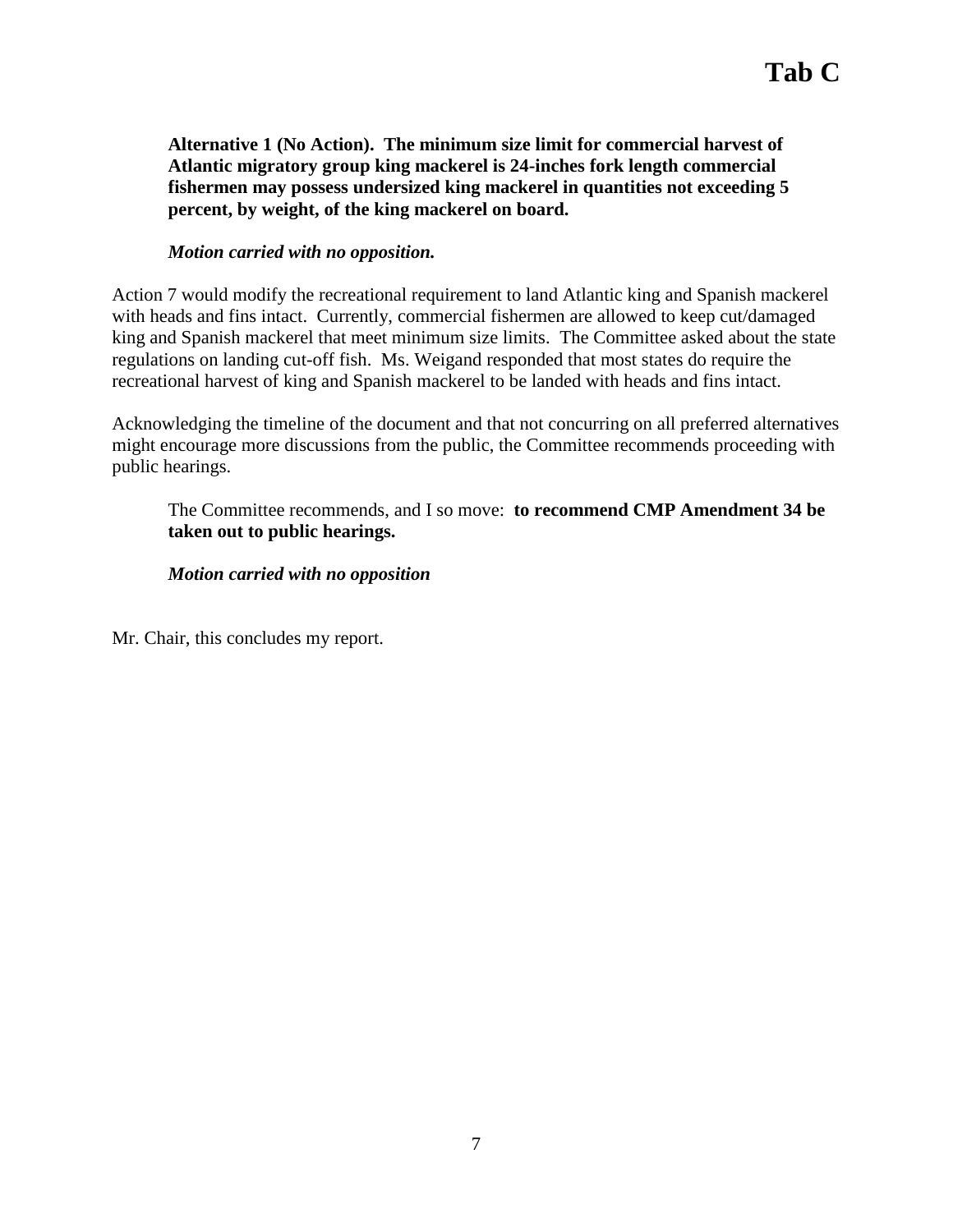**Alternative 1 (No Action). The minimum size limit for commercial harvest of Atlantic migratory group king mackerel is 24-inches fork length commercial fishermen may possess undersized king mackerel in quantities not exceeding 5 percent, by weight, of the king mackerel on board.**

***Motion carried with no opposition.***

Action 7 would modify the recreational requirement to land Atlantic king and Spanish mackerel with heads and fins intact. Currently, commercial fishermen are allowed to keep cut/damaged king and Spanish mackerel that meet minimum size limits. The Committee asked about the state regulations on landing cut-off fish. Ms. Weigand responded that most states do require the recreational harvest of king and Spanish mackerel to be landed with heads and fins intact.

Acknowledging the timeline of the document and that not concurring on all preferred alternatives might encourage more discussions from the public, the Committee recommends proceeding with public hearings.

The Committee recommends, and I so move: **to recommend CMP Amendment 34 be taken out to public hearings.**

***Motion carried with no opposition***

Mr. Chair, this concludes my report.